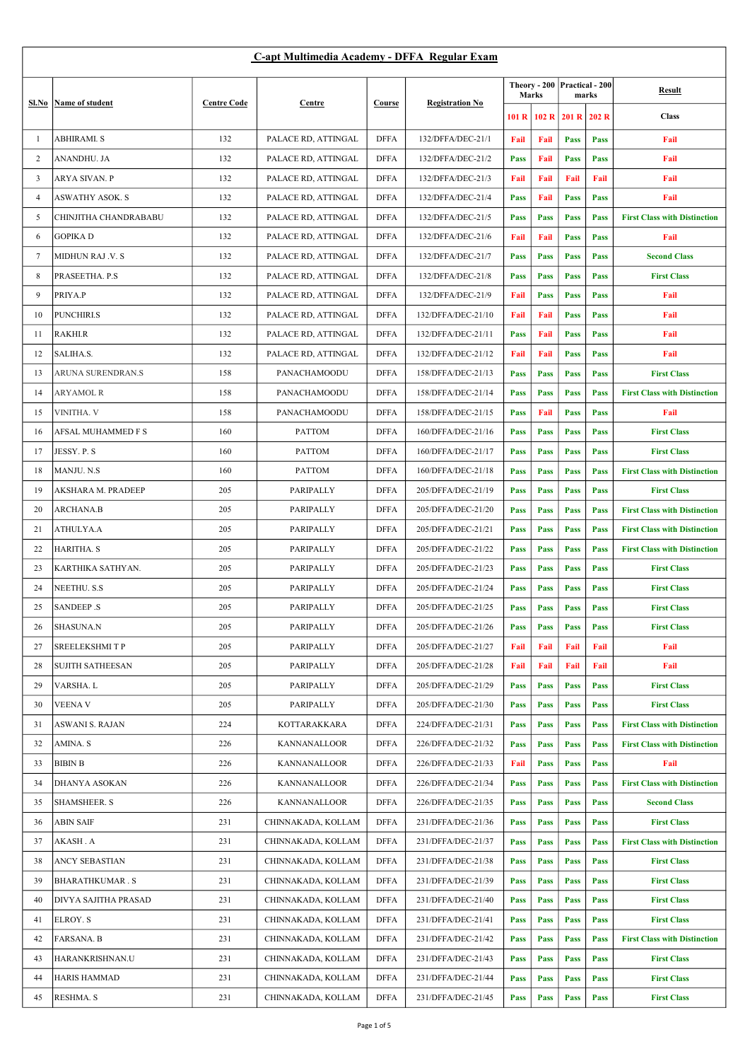# C-apt Multimedia Academy - DFFA Regular Exam

| Sl.No | Name of student | Centre Code | Centre | Course | Registration No | Theory - 200 Marks | | Practical - 200 marks | | Result |
|---|---|---|---|---|---|---|---|---|---|---|
| | | | | | | 101 R | 102 R | 201 R | 202 R | Class |
| 1 | ABHIRAMI. S | 132 | PALACE RD, ATTINGAL | DFFA | 132/DFFA/DEC-21/1 | Fail | Fail | Pass | Pass | Fail |
| 2 | ANANDHU. JA | 132 | PALACE RD, ATTINGAL | DFFA | 132/DFFA/DEC-21/2 | Pass | Fail | Pass | Pass | Fail |
| 3 | ARYA SIVAN. P | 132 | PALACE RD, ATTINGAL | DFFA | 132/DFFA/DEC-21/3 | Fail | Fail | Fail | Fail | Fail |
| 4 | ASWATHY ASOK. S | 132 | PALACE RD, ATTINGAL | DFFA | 132/DFFA/DEC-21/4 | Pass | Fail | Pass | Pass | Fail |
| 5 | CHINJITHA CHANDRABABU | 132 | PALACE RD, ATTINGAL | DFFA | 132/DFFA/DEC-21/5 | Pass | Pass | Pass | Pass | First Class with Distinction |
| 6 | GOPIKA D | 132 | PALACE RD, ATTINGAL | DFFA | 132/DFFA/DEC-21/6 | Fail | Fail | Pass | Pass | Fail |
| 7 | MIDHUN RAJ .V. S | 132 | PALACE RD, ATTINGAL | DFFA | 132/DFFA/DEC-21/7 | Pass | Pass | Pass | Pass | Second Class |
| 8 | PRASEETHA. P.S | 132 | PALACE RD, ATTINGAL | DFFA | 132/DFFA/DEC-21/8 | Pass | Pass | Pass | Pass | First Class |
| 9 | PRIYA.P | 132 | PALACE RD, ATTINGAL | DFFA | 132/DFFA/DEC-21/9 | Fail | Pass | Pass | Pass | Fail |
| 10 | PUNCHIRI.S | 132 | PALACE RD, ATTINGAL | DFFA | 132/DFFA/DEC-21/10 | Fail | Fail | Pass | Pass | Fail |
| 11 | RAKHI.R | 132 | PALACE RD, ATTINGAL | DFFA | 132/DFFA/DEC-21/11 | Pass | Fail | Pass | Pass | Fail |
| 12 | SALIHA.S. | 132 | PALACE RD, ATTINGAL | DFFA | 132/DFFA/DEC-21/12 | Fail | Fail | Pass | Pass | Fail |
| 13 | ARUNA SURENDRAN.S | 158 | PANACHAMOODU | DFFA | 158/DFFA/DEC-21/13 | Pass | Pass | Pass | Pass | First Class |
| 14 | ARYAMOL R | 158 | PANACHAMOODU | DFFA | 158/DFFA/DEC-21/14 | Pass | Pass | Pass | Pass | First Class with Distinction |
| 15 | VINITHA. V | 158 | PANACHAMOODU | DFFA | 158/DFFA/DEC-21/15 | Pass | Fail | Pass | Pass | Fail |
| 16 | AFSAL MUHAMMED F S | 160 | PATTOM | DFFA | 160/DFFA/DEC-21/16 | Pass | Pass | Pass | Pass | First Class |
| 17 | JESSY. P. S | 160 | PATTOM | DFFA | 160/DFFA/DEC-21/17 | Pass | Pass | Pass | Pass | First Class |
| 18 | MANJU. N.S | 160 | PATTOM | DFFA | 160/DFFA/DEC-21/18 | Pass | Pass | Pass | Pass | First Class with Distinction |
| 19 | AKSHARA M. PRADEEP | 205 | PARIPALLY | DFFA | 205/DFFA/DEC-21/19 | Pass | Pass | Pass | Pass | First Class |
| 20 | ARCHANA.B | 205 | PARIPALLY | DFFA | 205/DFFA/DEC-21/20 | Pass | Pass | Pass | Pass | First Class with Distinction |
| 21 | ATHULYA.A | 205 | PARIPALLY | DFFA | 205/DFFA/DEC-21/21 | Pass | Pass | Pass | Pass | First Class with Distinction |
| 22 | HARITHA. S | 205 | PARIPALLY | DFFA | 205/DFFA/DEC-21/22 | Pass | Pass | Pass | Pass | First Class with Distinction |
| 23 | KARTHIKA SATHYAN. | 205 | PARIPALLY | DFFA | 205/DFFA/DEC-21/23 | Pass | Pass | Pass | Pass | First Class |
| 24 | NEETHU. S.S | 205 | PARIPALLY | DFFA | 205/DFFA/DEC-21/24 | Pass | Pass | Pass | Pass | First Class |
| 25 | SANDEEP .S | 205 | PARIPALLY | DFFA | 205/DFFA/DEC-21/25 | Pass | Pass | Pass | Pass | First Class |
| 26 | SHASUNA.N | 205 | PARIPALLY | DFFA | 205/DFFA/DEC-21/26 | Pass | Pass | Pass | Pass | First Class |
| 27 | SREELEKSHMI T P | 205 | PARIPALLY | DFFA | 205/DFFA/DEC-21/27 | Fail | Fail | Fail | Fail | Fail |
| 28 | SUJITH SATHEESAN | 205 | PARIPALLY | DFFA | 205/DFFA/DEC-21/28 | Fail | Fail | Fail | Fail | Fail |
| 29 | VARSHA. L | 205 | PARIPALLY | DFFA | 205/DFFA/DEC-21/29 | Pass | Pass | Pass | Pass | First Class |
| 30 | VEENA V | 205 | PARIPALLY | DFFA | 205/DFFA/DEC-21/30 | Pass | Pass | Pass | Pass | First Class |
| 31 | ASWANI S. RAJAN | 224 | KOTTARAKKARA | DFFA | 224/DFFA/DEC-21/31 | Pass | Pass | Pass | Pass | First Class with Distinction |
| 32 | AMINA. S | 226 | KANNANALLOOR | DFFA | 226/DFFA/DEC-21/32 | Pass | Pass | Pass | Pass | First Class with Distinction |
| 33 | BIBIN B | 226 | KANNANALLOOR | DFFA | 226/DFFA/DEC-21/33 | Fail | Pass | Pass | Pass | Fail |
| 34 | DHANYA ASOKAN | 226 | KANNANALLOOR | DFFA | 226/DFFA/DEC-21/34 | Pass | Pass | Pass | Pass | First Class with Distinction |
| 35 | SHAMSHEER. S | 226 | KANNANALLOOR | DFFA | 226/DFFA/DEC-21/35 | Pass | Pass | Pass | Pass | Second Class |
| 36 | ABIN SAIF | 231 | CHINNAKADA, KOLLAM | DFFA | 231/DFFA/DEC-21/36 | Pass | Pass | Pass | Pass | First Class |
| 37 | AKASH . A | 231 | CHINNAKADA, KOLLAM | DFFA | 231/DFFA/DEC-21/37 | Pass | Pass | Pass | Pass | First Class with Distinction |
| 38 | ANCY SEBASTIAN | 231 | CHINNAKADA, KOLLAM | DFFA | 231/DFFA/DEC-21/38 | Pass | Pass | Pass | Pass | First Class |
| 39 | BHARATHKUMAR . S | 231 | CHINNAKADA, KOLLAM | DFFA | 231/DFFA/DEC-21/39 | Pass | Pass | Pass | Pass | First Class |
| 40 | DIVYA SAJITHA PRASAD | 231 | CHINNAKADA, KOLLAM | DFFA | 231/DFFA/DEC-21/40 | Pass | Pass | Pass | Pass | First Class |
| 41 | ELROY. S | 231 | CHINNAKADA, KOLLAM | DFFA | 231/DFFA/DEC-21/41 | Pass | Pass | Pass | Pass | First Class |
| 42 | FARSANA. B | 231 | CHINNAKADA, KOLLAM | DFFA | 231/DFFA/DEC-21/42 | Pass | Pass | Pass | Pass | First Class with Distinction |
| 43 | HARANKRISHNAN.U | 231 | CHINNAKADA, KOLLAM | DFFA | 231/DFFA/DEC-21/43 | Pass | Pass | Pass | Pass | First Class |
| 44 | HARIS HAMMAD | 231 | CHINNAKADA, KOLLAM | DFFA | 231/DFFA/DEC-21/44 | Pass | Pass | Pass | Pass | First Class |
| 45 | RESHMA. S | 231 | CHINNAKADA, KOLLAM | DFFA | 231/DFFA/DEC-21/45 | Pass | Pass | Pass | Pass | First Class |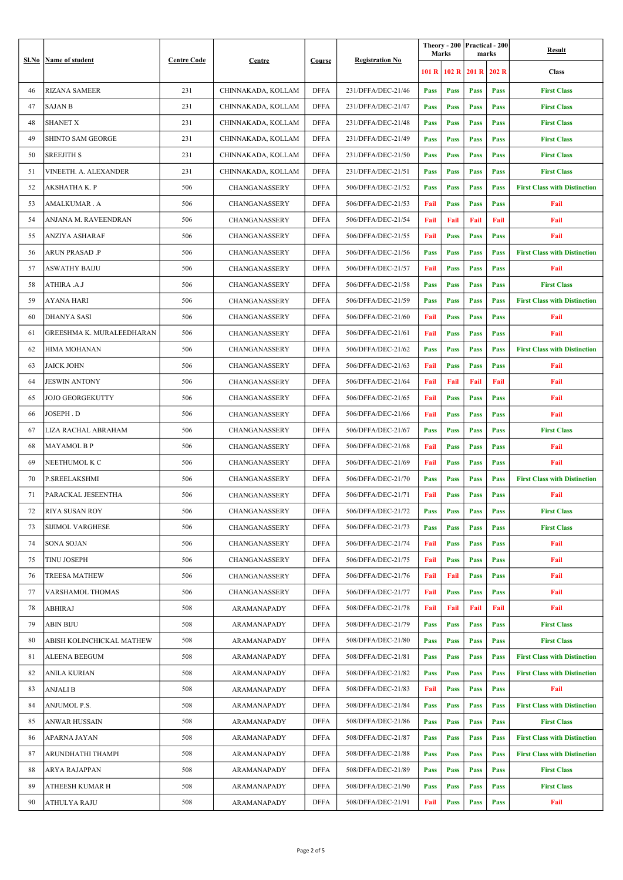| Sl.No | Name of student | Centre Code | Centre | Course | Registration No | Theory - 200 Marks | | Practical - 200 marks | | Result |
|---|---|---|---|---|---|---|---|---|---|---|
| | | | | | | 101 R | 102 R | 201 R | 202 R | Class |
| 46 | RIZANA SAMEER | 231 | CHINNAKADA, KOLLAM | DFFA | 231/DFFA/DEC-21/46 | Pass | Pass | Pass | Pass | First Class |
| 47 | SAJAN B | 231 | CHINNAKADA, KOLLAM | DFFA | 231/DFFA/DEC-21/47 | Pass | Pass | Pass | Pass | First Class |
| 48 | SHANET X | 231 | CHINNAKADA, KOLLAM | DFFA | 231/DFFA/DEC-21/48 | Pass | Pass | Pass | Pass | First Class |
| 49 | SHINTO SAM GEORGE | 231 | CHINNAKADA, KOLLAM | DFFA | 231/DFFA/DEC-21/49 | Pass | Pass | Pass | Pass | First Class |
| 50 | SREEJITH S | 231 | CHINNAKADA, KOLLAM | DFFA | 231/DFFA/DEC-21/50 | Pass | Pass | Pass | Pass | First Class |
| 51 | VINEETH. A. ALEXANDER | 231 | CHINNAKADA, KOLLAM | DFFA | 231/DFFA/DEC-21/51 | Pass | Pass | Pass | Pass | First Class |
| 52 | AKSHATHA K. P | 506 | CHANGANASSERY | DFFA | 506/DFFA/DEC-21/52 | Pass | Pass | Pass | Pass | First Class with Distinction |
| 53 | AMALKUMAR . A | 506 | CHANGANASSERY | DFFA | 506/DFFA/DEC-21/53 | Fail | Pass | Pass | Pass | Fail |
| 54 | ANJANA M. RAVEENDRAN | 506 | CHANGANASSERY | DFFA | 506/DFFA/DEC-21/54 | Fail | Fail | Fail | Fail | Fail |
| 55 | ANZIYA ASHARAF | 506 | CHANGANASSERY | DFFA | 506/DFFA/DEC-21/55 | Fail | Pass | Pass | Pass | Fail |
| 56 | ARUN PRASAD .P | 506 | CHANGANASSERY | DFFA | 506/DFFA/DEC-21/56 | Pass | Pass | Pass | Pass | First Class with Distinction |
| 57 | ASWATHY BAIJU | 506 | CHANGANASSERY | DFFA | 506/DFFA/DEC-21/57 | Fail | Pass | Pass | Pass | Fail |
| 58 | ATHIRA .A.J | 506 | CHANGANASSERY | DFFA | 506/DFFA/DEC-21/58 | Pass | Pass | Pass | Pass | First Class |
| 59 | AYANA HARI | 506 | CHANGANASSERY | DFFA | 506/DFFA/DEC-21/59 | Pass | Pass | Pass | Pass | First Class with Distinction |
| 60 | DHANYA SASI | 506 | CHANGANASSERY | DFFA | 506/DFFA/DEC-21/60 | Fail | Pass | Pass | Pass | Fail |
| 61 | GREESHMA K. MURALEEDHARAN | 506 | CHANGANASSERY | DFFA | 506/DFFA/DEC-21/61 | Fail | Pass | Pass | Pass | Fail |
| 62 | HIMA MOHANAN | 506 | CHANGANASSERY | DFFA | 506/DFFA/DEC-21/62 | Pass | Pass | Pass | Pass | First Class with Distinction |
| 63 | JAICK JOHN | 506 | CHANGANASSERY | DFFA | 506/DFFA/DEC-21/63 | Fail | Pass | Pass | Pass | Fail |
| 64 | JESWIN ANTONY | 506 | CHANGANASSERY | DFFA | 506/DFFA/DEC-21/64 | Fail | Fail | Fail | Fail | Fail |
| 65 | JOJO GEORGEKUTTY | 506 | CHANGANASSERY | DFFA | 506/DFFA/DEC-21/65 | Fail | Pass | Pass | Pass | Fail |
| 66 | JOSEPH . D | 506 | CHANGANASSERY | DFFA | 506/DFFA/DEC-21/66 | Fail | Pass | Pass | Pass | Fail |
| 67 | LIZA RACHAL ABRAHAM | 506 | CHANGANASSERY | DFFA | 506/DFFA/DEC-21/67 | Pass | Pass | Pass | Pass | First Class |
| 68 | MAYAMOL B P | 506 | CHANGANASSERY | DFFA | 506/DFFA/DEC-21/68 | Fail | Pass | Pass | Pass | Fail |
| 69 | NEETHUMOL K C | 506 | CHANGANASSERY | DFFA | 506/DFFA/DEC-21/69 | Fail | Pass | Pass | Pass | Fail |
| 70 | P.SREELAKSHMI | 506 | CHANGANASSERY | DFFA | 506/DFFA/DEC-21/70 | Pass | Pass | Pass | Pass | First Class with Distinction |
| 71 | PARACKAL JESEENTHA | 506 | CHANGANASSERY | DFFA | 506/DFFA/DEC-21/71 | Fail | Pass | Pass | Pass | Fail |
| 72 | RIYA SUSAN ROY | 506 | CHANGANASSERY | DFFA | 506/DFFA/DEC-21/72 | Pass | Pass | Pass | Pass | First Class |
| 73 | SIJIMOL VARGHESE | 506 | CHANGANASSERY | DFFA | 506/DFFA/DEC-21/73 | Pass | Pass | Pass | Pass | First Class |
| 74 | SONA SOJAN | 506 | CHANGANASSERY | DFFA | 506/DFFA/DEC-21/74 | Fail | Pass | Pass | Pass | Fail |
| 75 | TINU JOSEPH | 506 | CHANGANASSERY | DFFA | 506/DFFA/DEC-21/75 | Fail | Pass | Pass | Pass | Fail |
| 76 | TREESA MATHEW | 506 | CHANGANASSERY | DFFA | 506/DFFA/DEC-21/76 | Fail | Fail | Pass | Pass | Fail |
| 77 | VARSHAMOL THOMAS | 506 | CHANGANASSERY | DFFA | 506/DFFA/DEC-21/77 | Fail | Pass | Pass | Pass | Fail |
| 78 | ABHIRAJ | 508 | ARAMANAPADY | DFFA | 508/DFFA/DEC-21/78 | Fail | Fail | Fail | Fail | Fail |
| 79 | ABIN BIJU | 508 | ARAMANAPADY | DFFA | 508/DFFA/DEC-21/79 | Pass | Pass | Pass | Pass | First Class |
| 80 | ABISH KOLINCHICKAL MATHEW | 508 | ARAMANAPADY | DFFA | 508/DFFA/DEC-21/80 | Pass | Pass | Pass | Pass | First Class |
| 81 | ALEENA BEEGUM | 508 | ARAMANAPADY | DFFA | 508/DFFA/DEC-21/81 | Pass | Pass | Pass | Pass | First Class with Distinction |
| 82 | ANILA KURIAN | 508 | ARAMANAPADY | DFFA | 508/DFFA/DEC-21/82 | Pass | Pass | Pass | Pass | First Class with Distinction |
| 83 | ANJALI B | 508 | ARAMANAPADY | DFFA | 508/DFFA/DEC-21/83 | Fail | Pass | Pass | Pass | Fail |
| 84 | ANJUMOL P.S. | 508 | ARAMANAPADY | DFFA | 508/DFFA/DEC-21/84 | Pass | Pass | Pass | Pass | First Class with Distinction |
| 85 | ANWAR HUSSAIN | 508 | ARAMANAPADY | DFFA | 508/DFFA/DEC-21/86 | Pass | Pass | Pass | Pass | First Class |
| 86 | APARNA JAYAN | 508 | ARAMANAPADY | DFFA | 508/DFFA/DEC-21/87 | Pass | Pass | Pass | Pass | First Class with Distinction |
| 87 | ARUNDHATHI THAMPI | 508 | ARAMANAPADY | DFFA | 508/DFFA/DEC-21/88 | Pass | Pass | Pass | Pass | First Class with Distinction |
| 88 | ARYA RAJAPPAN | 508 | ARAMANAPADY | DFFA | 508/DFFA/DEC-21/89 | Pass | Pass | Pass | Pass | First Class |
| 89 | ATHEESH KUMAR H | 508 | ARAMANAPADY | DFFA | 508/DFFA/DEC-21/90 | Pass | Pass | Pass | Pass | First Class |
| 90 | ATHULYA RAJU | 508 | ARAMANAPADY | DFFA | 508/DFFA/DEC-21/91 | Fail | Pass | Pass | Pass | Fail |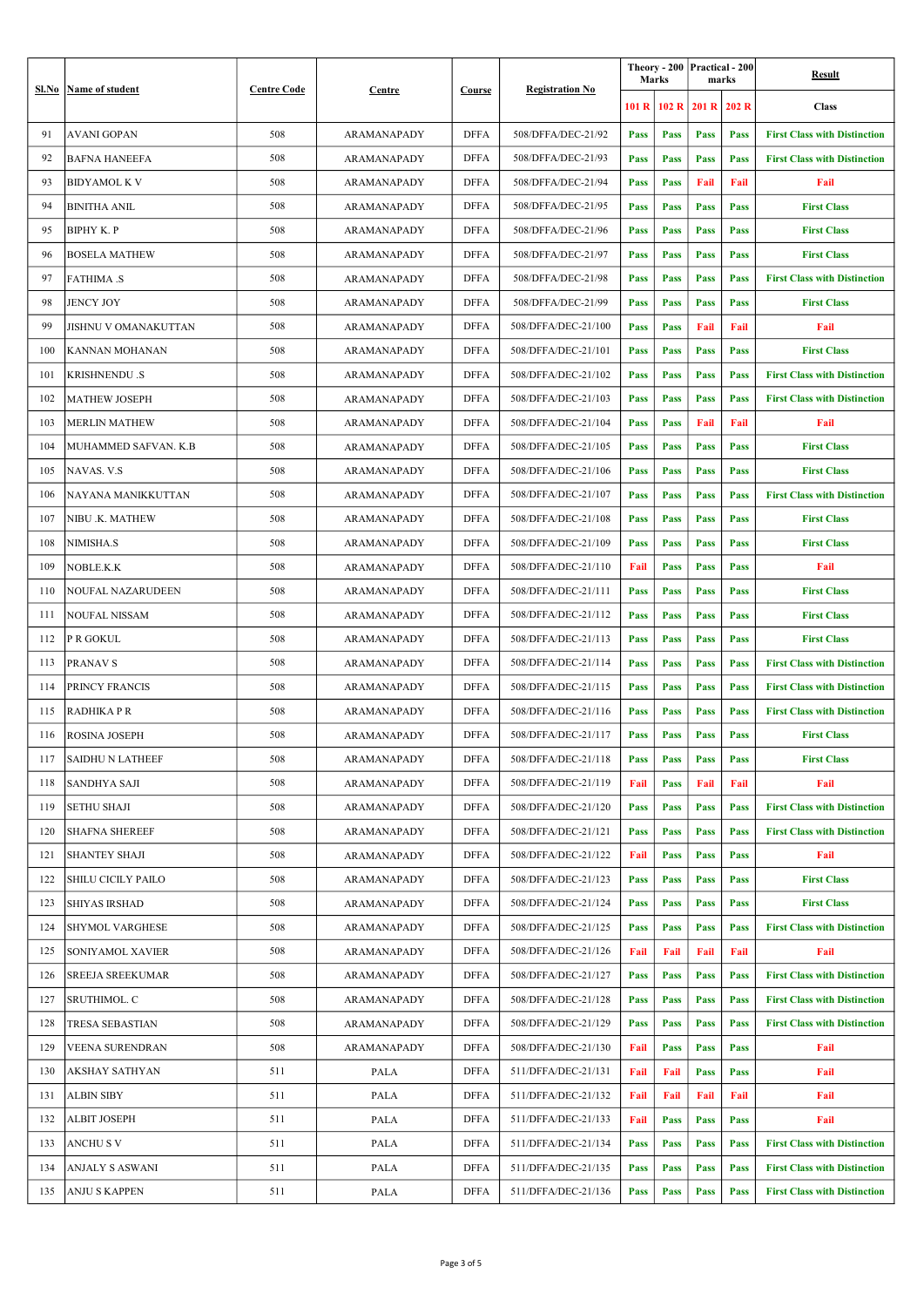| Sl.No | Name of student | Centre Code | Centre | Course | Registration No | Theory - 200 Marks | | Practical - 200 marks | | Result |
|---|---|---|---|---|---|---|---|---|---|---|
| | | | | | | 101 R | 102 R | 201 R | 202 R | Class |
| 91 | AVANI GOPAN | 508 | ARAMANAPADY | DFFA | 508/DFFA/DEC-21/92 | Pass | Pass | Pass | Pass | First Class with Distinction |
| 92 | BAFNA HANEEFA | 508 | ARAMANAPADY | DFFA | 508/DFFA/DEC-21/93 | Pass | Pass | Pass | Pass | First Class with Distinction |
| 93 | BIDYAMOL K V | 508 | ARAMANAPADY | DFFA | 508/DFFA/DEC-21/94 | Pass | Pass | Fail | Fail | Fail |
| 94 | BINITHA ANIL | 508 | ARAMANAPADY | DFFA | 508/DFFA/DEC-21/95 | Pass | Pass | Pass | Pass | First Class |
| 95 | BIPHY K. P | 508 | ARAMANAPADY | DFFA | 508/DFFA/DEC-21/96 | Pass | Pass | Pass | Pass | First Class |
| 96 | BOSELA MATHEW | 508 | ARAMANAPADY | DFFA | 508/DFFA/DEC-21/97 | Pass | Pass | Pass | Pass | First Class |
| 97 | FATHIMA .S | 508 | ARAMANAPADY | DFFA | 508/DFFA/DEC-21/98 | Pass | Pass | Pass | Pass | First Class with Distinction |
| 98 | JENCY JOY | 508 | ARAMANAPADY | DFFA | 508/DFFA/DEC-21/99 | Pass | Pass | Pass | Pass | First Class |
| 99 | JISHNU V OMANAKUTTAN | 508 | ARAMANAPADY | DFFA | 508/DFFA/DEC-21/100 | Pass | Pass | Fail | Fail | Fail |
| 100 | KANNAN MOHANAN | 508 | ARAMANAPADY | DFFA | 508/DFFA/DEC-21/101 | Pass | Pass | Pass | Pass | First Class |
| 101 | KRISHNENDU .S | 508 | ARAMANAPADY | DFFA | 508/DFFA/DEC-21/102 | Pass | Pass | Pass | Pass | First Class with Distinction |
| 102 | MATHEW JOSEPH | 508 | ARAMANAPADY | DFFA | 508/DFFA/DEC-21/103 | Pass | Pass | Pass | Pass | First Class with Distinction |
| 103 | MERLIN MATHEW | 508 | ARAMANAPADY | DFFA | 508/DFFA/DEC-21/104 | Pass | Pass | Fail | Fail | Fail |
| 104 | MUHAMMED SAFVAN. K.B | 508 | ARAMANAPADY | DFFA | 508/DFFA/DEC-21/105 | Pass | Pass | Pass | Pass | First Class |
| 105 | NAVAS. V.S | 508 | ARAMANAPADY | DFFA | 508/DFFA/DEC-21/106 | Pass | Pass | Pass | Pass | First Class |
| 106 | NAYANA MANIKKUTTAN | 508 | ARAMANAPADY | DFFA | 508/DFFA/DEC-21/107 | Pass | Pass | Pass | Pass | First Class with Distinction |
| 107 | NIBU .K. MATHEW | 508 | ARAMANAPADY | DFFA | 508/DFFA/DEC-21/108 | Pass | Pass | Pass | Pass | First Class |
| 108 | NIMISHA.S | 508 | ARAMANAPADY | DFFA | 508/DFFA/DEC-21/109 | Pass | Pass | Pass | Pass | First Class |
| 109 | NOBLE.K.K | 508 | ARAMANAPADY | DFFA | 508/DFFA/DEC-21/110 | Fail | Pass | Pass | Pass | Fail |
| 110 | NOUFAL NAZARUDEEN | 508 | ARAMANAPADY | DFFA | 508/DFFA/DEC-21/111 | Pass | Pass | Pass | Pass | First Class |
| 111 | NOUFAL NISSAM | 508 | ARAMANAPADY | DFFA | 508/DFFA/DEC-21/112 | Pass | Pass | Pass | Pass | First Class |
| 112 | P R GOKUL | 508 | ARAMANAPADY | DFFA | 508/DFFA/DEC-21/113 | Pass | Pass | Pass | Pass | First Class |
| 113 | PRANAV S | 508 | ARAMANAPADY | DFFA | 508/DFFA/DEC-21/114 | Pass | Pass | Pass | Pass | First Class with Distinction |
| 114 | PRINCY FRANCIS | 508 | ARAMANAPADY | DFFA | 508/DFFA/DEC-21/115 | Pass | Pass | Pass | Pass | First Class with Distinction |
| 115 | RADHIKA P R | 508 | ARAMANAPADY | DFFA | 508/DFFA/DEC-21/116 | Pass | Pass | Pass | Pass | First Class with Distinction |
| 116 | ROSINA JOSEPH | 508 | ARAMANAPADY | DFFA | 508/DFFA/DEC-21/117 | Pass | Pass | Pass | Pass | First Class |
| 117 | SAIDHU N LATHEEF | 508 | ARAMANAPADY | DFFA | 508/DFFA/DEC-21/118 | Pass | Pass | Pass | Pass | First Class |
| 118 | SANDHYA SAJI | 508 | ARAMANAPADY | DFFA | 508/DFFA/DEC-21/119 | Fail | Pass | Fail | Fail | Fail |
| 119 | SETHU SHAJI | 508 | ARAMANAPADY | DFFA | 508/DFFA/DEC-21/120 | Pass | Pass | Pass | Pass | First Class with Distinction |
| 120 | SHAFNA SHEREEF | 508 | ARAMANAPADY | DFFA | 508/DFFA/DEC-21/121 | Pass | Pass | Pass | Pass | First Class with Distinction |
| 121 | SHANTEY SHAJI | 508 | ARAMANAPADY | DFFA | 508/DFFA/DEC-21/122 | Fail | Pass | Pass | Pass | Fail |
| 122 | SHILU CICILY PAILO | 508 | ARAMANAPADY | DFFA | 508/DFFA/DEC-21/123 | Pass | Pass | Pass | Pass | First Class |
| 123 | SHIYAS IRSHAD | 508 | ARAMANAPADY | DFFA | 508/DFFA/DEC-21/124 | Pass | Pass | Pass | Pass | First Class |
| 124 | SHYMOL VARGHESE | 508 | ARAMANAPADY | DFFA | 508/DFFA/DEC-21/125 | Pass | Pass | Pass | Pass | First Class with Distinction |
| 125 | SONIYAMOL XAVIER | 508 | ARAMANAPADY | DFFA | 508/DFFA/DEC-21/126 | Fail | Fail | Fail | Fail | Fail |
| 126 | SREEJA SREEKUMAR | 508 | ARAMANAPADY | DFFA | 508/DFFA/DEC-21/127 | Pass | Pass | Pass | Pass | First Class with Distinction |
| 127 | SRUTHIMOL. C | 508 | ARAMANAPADY | DFFA | 508/DFFA/DEC-21/128 | Pass | Pass | Pass | Pass | First Class with Distinction |
| 128 | TRESA SEBASTIAN | 508 | ARAMANAPADY | DFFA | 508/DFFA/DEC-21/129 | Pass | Pass | Pass | Pass | First Class with Distinction |
| 129 | VEENA SURENDRAN | 508 | ARAMANAPADY | DFFA | 508/DFFA/DEC-21/130 | Fail | Pass | Pass | Pass | Fail |
| 130 | AKSHAY SATHYAN | 511 | PALA | DFFA | 511/DFFA/DEC-21/131 | Fail | Fail | Pass | Pass | Fail |
| 131 | ALBIN SIBY | 511 | PALA | DFFA | 511/DFFA/DEC-21/132 | Fail | Fail | Fail | Fail | Fail |
| 132 | ALBIT JOSEPH | 511 | PALA | DFFA | 511/DFFA/DEC-21/133 | Fail | Pass | Pass | Pass | Fail |
| 133 | ANCHU S V | 511 | PALA | DFFA | 511/DFFA/DEC-21/134 | Pass | Pass | Pass | Pass | First Class with Distinction |
| 134 | ANJALY S ASWANI | 511 | PALA | DFFA | 511/DFFA/DEC-21/135 | Pass | Pass | Pass | Pass | First Class with Distinction |
| 135 | ANJU S KAPPEN | 511 | PALA | DFFA | 511/DFFA/DEC-21/136 | Pass | Pass | Pass | Pass | First Class with Distinction |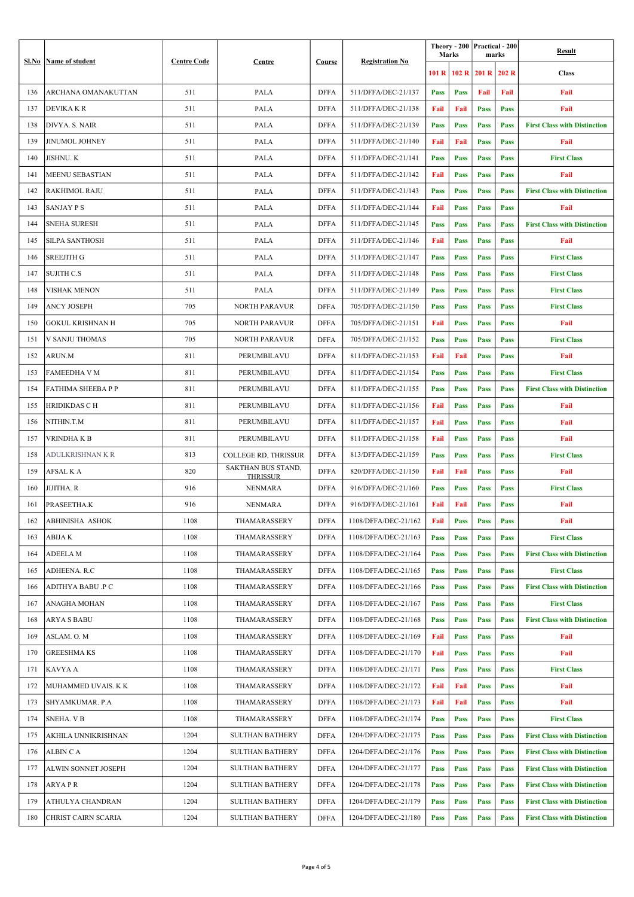| Sl.No | Name of student | Centre Code | Centre | Course | Registration No | Theory - 200 Marks | | Practical - 200 marks | | Result |
|---|---|---|---|---|---|---|---|---|---|---|
| | | | | | | 101 R | 102 R | 201 R | 202 R | Class |
| 136 | ARCHANA OMANAKUTTAN | 511 | PALA | DFFA | 511/DFFA/DEC-21/137 | Pass | Pass | Fail | Fail | Fail |
| 137 | DEVIKA K R | 511 | PALA | DFFA | 511/DFFA/DEC-21/138 | Fail | Fail | Pass | Pass | Fail |
| 138 | DIVYA. S. NAIR | 511 | PALA | DFFA | 511/DFFA/DEC-21/139 | Pass | Pass | Pass | Pass | First Class with Distinction |
| 139 | JINUMOL JOHNEY | 511 | PALA | DFFA | 511/DFFA/DEC-21/140 | Fail | Fail | Pass | Pass | Fail |
| 140 | JISHNU. K | 511 | PALA | DFFA | 511/DFFA/DEC-21/141 | Pass | Pass | Pass | Pass | First Class |
| 141 | MEENU SEBASTIAN | 511 | PALA | DFFA | 511/DFFA/DEC-21/142 | Fail | Pass | Pass | Pass | Fail |
| 142 | RAKHIMOL RAJU | 511 | PALA | DFFA | 511/DFFA/DEC-21/143 | Pass | Pass | Pass | Pass | First Class with Distinction |
| 143 | SANJAY P S | 511 | PALA | DFFA | 511/DFFA/DEC-21/144 | Fail | Pass | Pass | Pass | Fail |
| 144 | SNEHA SURESH | 511 | PALA | DFFA | 511/DFFA/DEC-21/145 | Pass | Pass | Pass | Pass | First Class with Distinction |
| 145 | SILPA SANTHOSH | 511 | PALA | DFFA | 511/DFFA/DEC-21/146 | Fail | Pass | Pass | Pass | Fail |
| 146 | SREEJITH G | 511 | PALA | DFFA | 511/DFFA/DEC-21/147 | Pass | Pass | Pass | Pass | First Class |
| 147 | SUJITH C.S | 511 | PALA | DFFA | 511/DFFA/DEC-21/148 | Pass | Pass | Pass | Pass | First Class |
| 148 | VISHAK MENON | 511 | PALA | DFFA | 511/DFFA/DEC-21/149 | Pass | Pass | Pass | Pass | First Class |
| 149 | ANCY JOSEPH | 705 | NORTH PARAVUR | DFFA | 705/DFFA/DEC-21/150 | Pass | Pass | Pass | Pass | First Class |
| 150 | GOKUL KRISHNAN H | 705 | NORTH PARAVUR | DFFA | 705/DFFA/DEC-21/151 | Fail | Pass | Pass | Pass | Fail |
| 151 | V SANJU THOMAS | 705 | NORTH PARAVUR | DFFA | 705/DFFA/DEC-21/152 | Pass | Pass | Pass | Pass | First Class |
| 152 | ARUN.M | 811 | PERUMBILAVU | DFFA | 811/DFFA/DEC-21/153 | Fail | Fail | Pass | Pass | Fail |
| 153 | FAMEEDHA V M | 811 | PERUMBILAVU | DFFA | 811/DFFA/DEC-21/154 | Pass | Pass | Pass | Pass | First Class |
| 154 | FATHIMA SHEEBA P P | 811 | PERUMBILAVU | DFFA | 811/DFFA/DEC-21/155 | Pass | Pass | Pass | Pass | First Class with Distinction |
| 155 | HRIDIKDAS C H | 811 | PERUMBILAVU | DFFA | 811/DFFA/DEC-21/156 | Fail | Pass | Pass | Pass | Fail |
| 156 | NITHIN.T.M | 811 | PERUMBILAVU | DFFA | 811/DFFA/DEC-21/157 | Fail | Pass | Pass | Pass | Fail |
| 157 | VRINDHA K B | 811 | PERUMBILAVU | DFFA | 811/DFFA/DEC-21/158 | Fail | Pass | Pass | Pass | Fail |
| 158 | ADULKRISHNAN K R | 813 | COLLEGE RD, THRISSUR | DFFA | 813/DFFA/DEC-21/159 | Pass | Pass | Pass | Pass | First Class |
| 159 | AFSAL K A | 820 | SAKTHAN BUS STAND, THRISSUR | DFFA | 820/DFFA/DEC-21/150 | Fail | Fail | Pass | Pass | Fail |
| 160 | JIJITHA. R | 916 | NENMARA | DFFA | 916/DFFA/DEC-21/160 | Pass | Pass | Pass | Pass | First Class |
| 161 | PRASEETHA.K | 916 | NENMARA | DFFA | 916/DFFA/DEC-21/161 | Fail | Fail | Pass | Pass | Fail |
| 162 | ABHINISHA ASHOK | 1108 | THAMARASSERY | DFFA | 1108/DFFA/DEC-21/162 | Fail | Pass | Pass | Pass | Fail |
| 163 | ABIJA K | 1108 | THAMARASSERY | DFFA | 1108/DFFA/DEC-21/163 | Pass | Pass | Pass | Pass | First Class |
| 164 | ADEELA M | 1108 | THAMARASSERY | DFFA | 1108/DFFA/DEC-21/164 | Pass | Pass | Pass | Pass | First Class with Distinction |
| 165 | ADHEENA. R.C | 1108 | THAMARASSERY | DFFA | 1108/DFFA/DEC-21/165 | Pass | Pass | Pass | Pass | First Class |
| 166 | ADITHYA BABU .P C | 1108 | THAMARASSERY | DFFA | 1108/DFFA/DEC-21/166 | Pass | Pass | Pass | Pass | First Class with Distinction |
| 167 | ANAGHA MOHAN | 1108 | THAMARASSERY | DFFA | 1108/DFFA/DEC-21/167 | Pass | Pass | Pass | Pass | First Class |
| 168 | ARYA S BABU | 1108 | THAMARASSERY | DFFA | 1108/DFFA/DEC-21/168 | Pass | Pass | Pass | Pass | First Class with Distinction |
| 169 | ASLAM. O. M | 1108 | THAMARASSERY | DFFA | 1108/DFFA/DEC-21/169 | Fail | Pass | Pass | Pass | Fail |
| 170 | GREESHMA KS | 1108 | THAMARASSERY | DFFA | 1108/DFFA/DEC-21/170 | Fail | Pass | Pass | Pass | Fail |
| 171 | KAVYA A | 1108 | THAMARASSERY | DFFA | 1108/DFFA/DEC-21/171 | Pass | Pass | Pass | Pass | First Class |
| 172 | MUHAMMED UVAIS. K K | 1108 | THAMARASSERY | DFFA | 1108/DFFA/DEC-21/172 | Fail | Fail | Pass | Pass | Fail |
| 173 | SHYAMKUMAR. P.A | 1108 | THAMARASSERY | DFFA | 1108/DFFA/DEC-21/173 | Fail | Fail | Pass | Pass | Fail |
| 174 | SNEHA. V B | 1108 | THAMARASSERY | DFFA | 1108/DFFA/DEC-21/174 | Pass | Pass | Pass | Pass | First Class |
| 175 | AKHILA UNNIKRISHNAN | 1204 | SULTHAN BATHERY | DFFA | 1204/DFFA/DEC-21/175 | Pass | Pass | Pass | Pass | First Class with Distinction |
| 176 | ALBIN C A | 1204 | SULTHAN BATHERY | DFFA | 1204/DFFA/DEC-21/176 | Pass | Pass | Pass | Pass | First Class with Distinction |
| 177 | ALWIN SONNET JOSEPH | 1204 | SULTHAN BATHERY | DFFA | 1204/DFFA/DEC-21/177 | Pass | Pass | Pass | Pass | First Class with Distinction |
| 178 | ARYA P R | 1204 | SULTHAN BATHERY | DFFA | 1204/DFFA/DEC-21/178 | Pass | Pass | Pass | Pass | First Class with Distinction |
| 179 | ATHULYA CHANDRAN | 1204 | SULTHAN BATHERY | DFFA | 1204/DFFA/DEC-21/179 | Pass | Pass | Pass | Pass | First Class with Distinction |
| 180 | CHRIST CAIRN SCARIA | 1204 | SULTHAN BATHERY | DFFA | 1204/DFFA/DEC-21/180 | Pass | Pass | Pass | Pass | First Class with Distinction |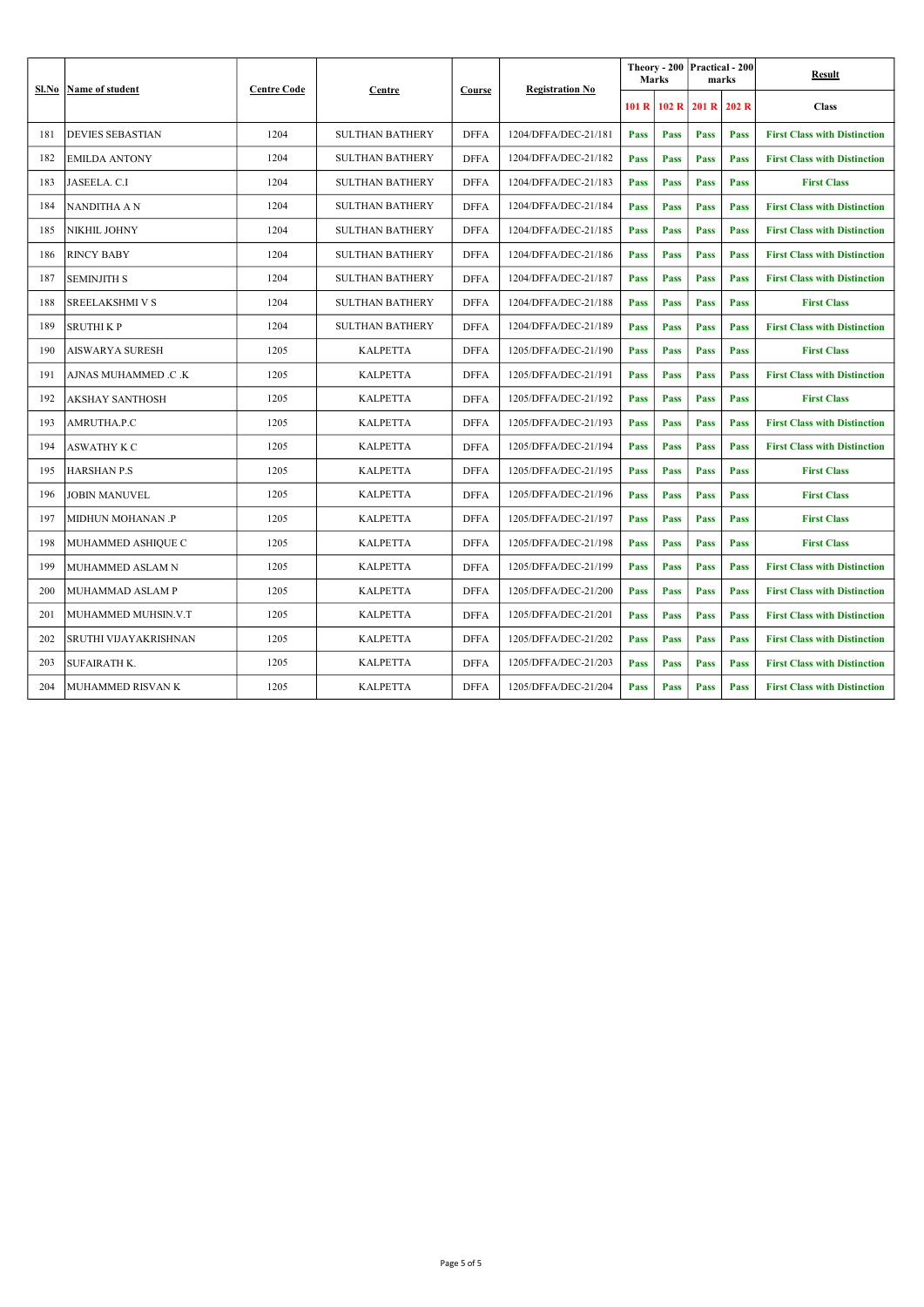| Sl.No | Name of student | Centre Code | Centre | Course | Registration No | Theory - 200 Marks | | Practical - 200 marks | | Result |
|---|---|---|---|---|---|---|---|---|---|---|
| | | | | | | 101 R | 102 R | 201 R | 202 R | Class |
| 181 | DEVIES SEBASTIAN | 1204 | SULTHAN BATHERY | DFFA | 1204/DFFA/DEC-21/181 | Pass | Pass | Pass | Pass | First Class with Distinction |
| 182 | EMILDA ANTONY | 1204 | SULTHAN BATHERY | DFFA | 1204/DFFA/DEC-21/182 | Pass | Pass | Pass | Pass | First Class with Distinction |
| 183 | JASEELA. C.I | 1204 | SULTHAN BATHERY | DFFA | 1204/DFFA/DEC-21/183 | Pass | Pass | Pass | Pass | First Class |
| 184 | NANDITHA A N | 1204 | SULTHAN BATHERY | DFFA | 1204/DFFA/DEC-21/184 | Pass | Pass | Pass | Pass | First Class with Distinction |
| 185 | NIKHIL JOHNY | 1204 | SULTHAN BATHERY | DFFA | 1204/DFFA/DEC-21/185 | Pass | Pass | Pass | Pass | First Class with Distinction |
| 186 | RINCY BABY | 1204 | SULTHAN BATHERY | DFFA | 1204/DFFA/DEC-21/186 | Pass | Pass | Pass | Pass | First Class with Distinction |
| 187 | SEMINJITH S | 1204 | SULTHAN BATHERY | DFFA | 1204/DFFA/DEC-21/187 | Pass | Pass | Pass | Pass | First Class with Distinction |
| 188 | SREELAKSHMI V S | 1204 | SULTHAN BATHERY | DFFA | 1204/DFFA/DEC-21/188 | Pass | Pass | Pass | Pass | First Class |
| 189 | SRUTHI K P | 1204 | SULTHAN BATHERY | DFFA | 1204/DFFA/DEC-21/189 | Pass | Pass | Pass | Pass | First Class with Distinction |
| 190 | AISWARYA SURESH | 1205 | KALPETTA | DFFA | 1205/DFFA/DEC-21/190 | Pass | Pass | Pass | Pass | First Class |
| 191 | AJNAS MUHAMMED .C .K | 1205 | KALPETTA | DFFA | 1205/DFFA/DEC-21/191 | Pass | Pass | Pass | Pass | First Class with Distinction |
| 192 | AKSHAY SANTHOSH | 1205 | KALPETTA | DFFA | 1205/DFFA/DEC-21/192 | Pass | Pass | Pass | Pass | First Class |
| 193 | AMRUTHA.P.C | 1205 | KALPETTA | DFFA | 1205/DFFA/DEC-21/193 | Pass | Pass | Pass | Pass | First Class with Distinction |
| 194 | ASWATHY K C | 1205 | KALPETTA | DFFA | 1205/DFFA/DEC-21/194 | Pass | Pass | Pass | Pass | First Class with Distinction |
| 195 | HARSHAN P.S | 1205 | KALPETTA | DFFA | 1205/DFFA/DEC-21/195 | Pass | Pass | Pass | Pass | First Class |
| 196 | JOBIN MANUVEL | 1205 | KALPETTA | DFFA | 1205/DFFA/DEC-21/196 | Pass | Pass | Pass | Pass | First Class |
| 197 | MIDHUN MOHANAN .P | 1205 | KALPETTA | DFFA | 1205/DFFA/DEC-21/197 | Pass | Pass | Pass | Pass | First Class |
| 198 | MUHAMMED ASHIQUE C | 1205 | KALPETTA | DFFA | 1205/DFFA/DEC-21/198 | Pass | Pass | Pass | Pass | First Class |
| 199 | MUHAMMED ASLAM N | 1205 | KALPETTA | DFFA | 1205/DFFA/DEC-21/199 | Pass | Pass | Pass | Pass | First Class with Distinction |
| 200 | MUHAMMAD ASLAM P | 1205 | KALPETTA | DFFA | 1205/DFFA/DEC-21/200 | Pass | Pass | Pass | Pass | First Class with Distinction |
| 201 | MUHAMMED MUHSIN.V.T | 1205 | KALPETTA | DFFA | 1205/DFFA/DEC-21/201 | Pass | Pass | Pass | Pass | First Class with Distinction |
| 202 | SRUTHI VIJAYAKRISHNAN | 1205 | KALPETTA | DFFA | 1205/DFFA/DEC-21/202 | Pass | Pass | Pass | Pass | First Class with Distinction |
| 203 | SUFAIRATH K. | 1205 | KALPETTA | DFFA | 1205/DFFA/DEC-21/203 | Pass | Pass | Pass | Pass | First Class with Distinction |
| 204 | MUHAMMED RISVAN K | 1205 | KALPETTA | DFFA | 1205/DFFA/DEC-21/204 | Pass | Pass | Pass | Pass | First Class with Distinction |